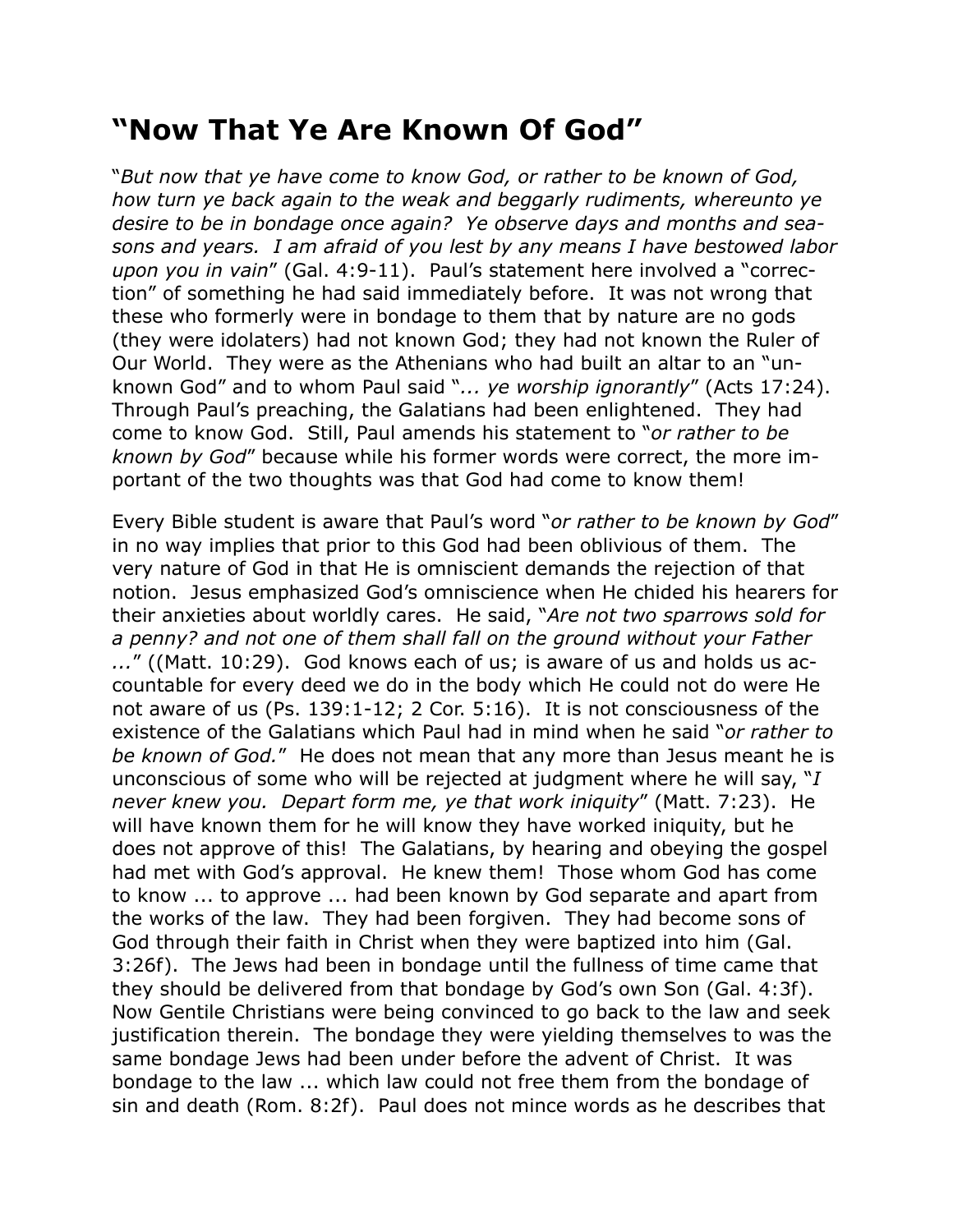# "Now That Ye Are Known Of God"

"*But now that ye have come to know God, or rather to be known of God, how turn ye back again to the weak and beggarly rudiments, whereunto ye desire to be in bondage once again? Ye observe days and months and seasons and years. I am afraid of you lest by any means I have bestowed labor upon you in vain*" (Gal. 4:9-11). Paul's statement here involved a "correction" of something he had said immediately before. It was not wrong that these who formerly were in bondage to them that by nature are no gods (they were idolaters) had not known God; they had not known the Ruler of Our World. They were as the Athenians who had built an altar to an "unknown God" and to whom Paul said "*... ye worship ignorantly*" (Acts 17:24). Through Paul's preaching, the Galatians had been enlightened. They had come to know God. Still, Paul amends his statement to "*or rather to be known by God*" because while his former words were correct, the more important of the two thoughts was that God had come to know them!

Every Bible student is aware that Paul's word "*or rather to be known by God*" in no way implies that prior to this God had been oblivious of them. The very nature of God in that He is omniscient demands the rejection of that notion. Jesus emphasized God's omniscience when He chided his hearers for their anxieties about worldly cares. He said, "*Are not two sparrows sold for a penny? and not one of them shall fall on the ground without your Father ...*" ((Matt. 10:29). God knows each of us; is aware of us and holds us accountable for every deed we do in the body which He could not do were He not aware of us (Ps. 139:1-12; 2 Cor. 5:16). It is not consciousness of the existence of the Galatians which Paul had in mind when he said "*or rather to be known of God.*" He does not mean that any more than Jesus meant he is unconscious of some who will be rejected at judgment where he will say, "*I never knew you. Depart form me, ye that work iniquity*" (Matt. 7:23). He will have known them for he will know they have worked iniquity, but he does not approve of this! The Galatians, by hearing and obeying the gospel had met with God's approval. He knew them! Those whom God has come to know ... to approve ... had been known by God separate and apart from the works of the law. They had been forgiven. They had become sons of God through their faith in Christ when they were baptized into him (Gal. 3:26f). The Jews had been in bondage until the fullness of time came that they should be delivered from that bondage by God's own Son (Gal. 4:3f). Now Gentile Christians were being convinced to go back to the law and seek justification therein. The bondage they were yielding themselves to was the same bondage Jews had been under before the advent of Christ. It was bondage to the law ... which law could not free them from the bondage of sin and death (Rom. 8:2f). Paul does not mince words as he describes that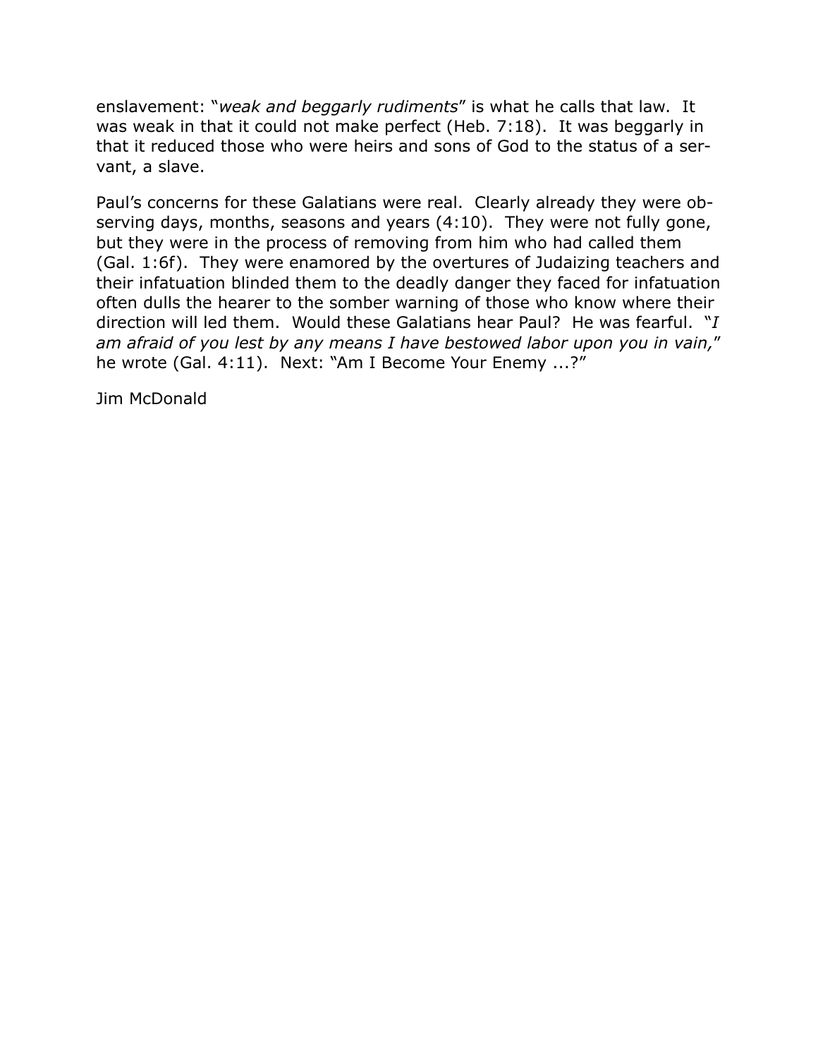enslavement: "*weak and beggarly rudiments*" is what he calls that law. It was weak in that it could not make perfect (Heb. 7:18). It was beggarly in that it reduced those who were heirs and sons of God to the status of a servant, a slave.

Paul's concerns for these Galatians were real. Clearly already they were observing days, months, seasons and years (4:10). They were not fully gone, but they were in the process of removing from him who had called them (Gal. 1:6f). They were enamored by the overtures of Judaizing teachers and their infatuation blinded them to the deadly danger they faced for infatuation often dulls the hearer to the somber warning of those who know where their direction will led them. Would these Galatians hear Paul? He was fearful. "*I am afraid of you lest by any means I have bestowed labor upon you in vain,*" he wrote (Gal. 4:11). Next: "Am I Become Your Enemy ...?"

Jim McDonald